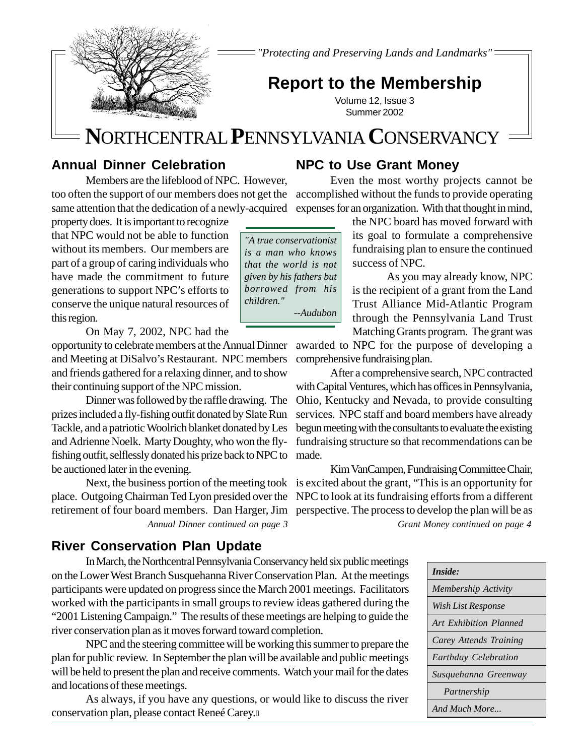*"Protecting and Preserving Lands and Landmarks"*

# Report to the Membership

Volume 12, Issue 3
Summer 2002

# NORTHCENTRAL PENNSYLVANIA CONSERVANCY

## Annual Dinner Celebration

Members are the lifeblood of NPC. However, too often the support of our members does not get the same attention that the dedication of a newly-acquired property does. It is important to recognize that NPC would not be able to function without its members. Our members are part of a group of caring individuals who have made the commitment to future generations to support NPC's efforts to conserve the unique natural resources of this region.

On May 7, 2002, NPC had the opportunity to celebrate members at the Annual Dinner and Meeting at DiSalvo's Restaurant. NPC members and friends gathered for a relaxing dinner, and to show their continuing support of the NPC mission.

Dinner was followed by the raffle drawing. The prizes included a fly-fishing outfit donated by Slate Run Tackle, and a patriotic Woolrich blanket donated by Les and Adrienne Noelk. Marty Doughty, who won the fly-fishing outfit, selflessly donated his prize back to NPC to be auctioned later in the evening.

Next, the business portion of the meeting took place. Outgoing Chairman Ted Lyon presided over the retirement of four board members. Dan Harger, Jim

*Annual Dinner continued on page 3*

> *"A true conservationist is a man who knows that the world is not given by his fathers but borrowed from his children."*
>
> *--Audubon*

## NPC to Use Grant Money

Even the most worthy projects cannot be accomplished without the funds to provide operating expenses for an organization. With that thought in mind, the NPC board has moved forward with its goal to formulate a comprehensive fundraising plan to ensure the continued success of NPC.

As you may already know, NPC is the recipient of a grant from the Land Trust Alliance Mid-Atlantic Program through the Pennsylvania Land Trust Matching Grants program. The grant was awarded to NPC for the purpose of developing a comprehensive fundraising plan.

After a comprehensive search, NPC contracted with Capital Ventures, which has offices in Pennsylvania, Ohio, Kentucky and Nevada, to provide consulting services. NPC staff and board members have already begun meeting with the consultants to evaluate the existing fundraising structure so that recommendations can be made.

Kim VanCampen, Fundraising Committee Chair, is excited about the grant, "This is an opportunity for NPC to look at its fundraising efforts from a different perspective. The process to develop the plan will be as

*Grant Money continued on page 4*

## River Conservation Plan Update

In March, the Northcentral Pennsylvania Conservancy held six public meetings on the Lower West Branch Susquehanna River Conservation Plan. At the meetings participants were updated on progress since the March 2001 meetings. Facilitators worked with the participants in small groups to review ideas gathered during the "2001 Listening Campaign." The results of these meetings are helping to guide the river conservation plan as it moves forward toward completion.

NPC and the steering committee will be working this summer to prepare the plan for public review. In September the plan will be available and public meetings will be held to present the plan and receive comments. Watch your mail for the dates and locations of these meetings.

As always, if you have any questions, or would like to discuss the river conservation plan, please contact Reneé Carey.

| *Inside:* |
|---|
| *Membership Activity* |
| *Wish List Response* |
| *Art Exhibition Planned* |
| *Carey Attends Training* |
| *Earthday Celebration* |
| *Susquehanna Greenway Partnership* |
| *And Much More...* |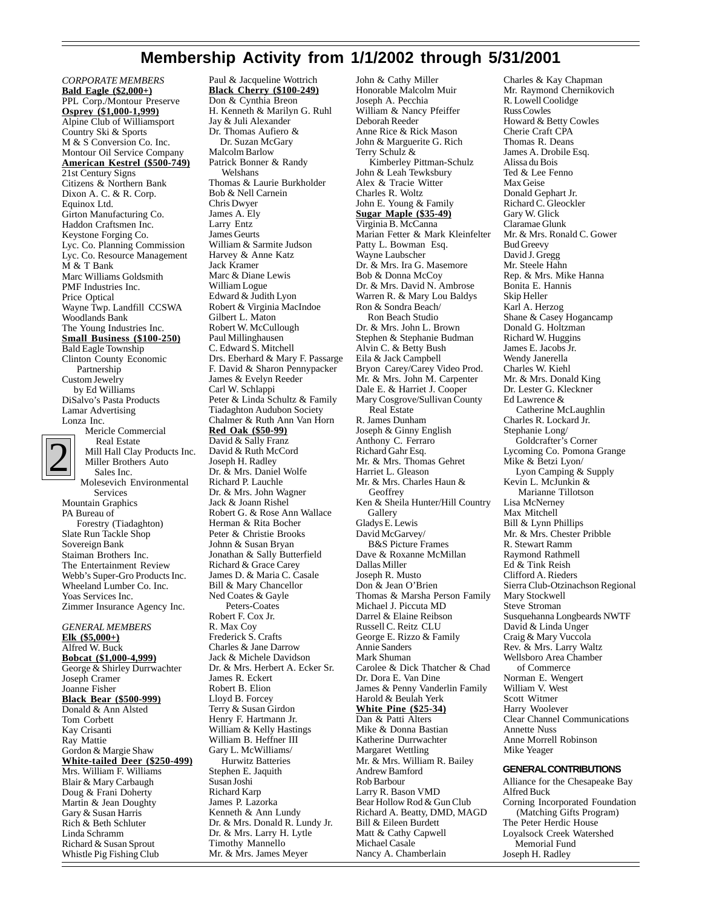# Membership Activity from 1/1/2002 through 5/31/2001

*CORPORATE MEMBERS*

**Bald Eagle ($2,000+)**

PPL Corp./Montour Preserve

**Osprey ($1,000-1,999)**

Alpine Club of Williamsport
Country Ski & Sports
M & S Conversion Co. Inc.
Montour Oil Service Company

**American Kestrel ($500-749)**

21st Century Signs
Citizens & Northern Bank
Dixon A. C. & R. Corp.
Equinox Ltd.
Girton Manufacturing Co.
Haddon Craftsmen Inc.
Keystone Forging Co.
Lyc. Co. Planning Commission
Lyc. Co. Resource Management
M & T Bank
Marc Williams Goldsmith
PMF Industries Inc.
Price Optical
Wayne Twp. Landfill CCSWA
Woodlands Bank
The Young Industries Inc.

**Small Business ($100-250)**

Bald Eagle Township
Clinton County Economic Partnership
Custom Jewelry by Ed Williams
DiSalvo's Pasta Products
Lamar Advertising
Lonza Inc.
Mericle Commercial Real Estate
Mill Hall Clay Products Inc.
Miller Brothers Auto Sales Inc.
Molesevich Environmental Services
Mountain Graphics
PA Bureau of Forestry (Tiadaghton)
Slate Run Tackle Shop
Sovereign Bank
Staiman Brothers Inc.
The Entertainment Review
Webb's Super-Gro Products Inc.
Wheeland Lumber Co. Inc.
Yoas Services Inc.
Zimmer Insurance Agency Inc.

*GENERAL MEMBERS*

**Elk ($5,000+)**

Alfred W. Buck

**Bobcat ($1,000-4,999)**

George & Shirley Durrwachter
Joseph Cramer
Joanne Fisher

**Black Bear ($500-999)**

Donald & Ann Alsted
Tom Corbett
Kay Crisanti
Ray Mattie
Gordon & Margie Shaw

**White-tailed Deer ($250-499)**

Mrs. William F. Williams
Blair & Mary Carbaugh
Doug & Frani Doherty
Martin & Jean Doughty
Gary & Susan Harris
Rich & Beth Schluter
Linda Schramm
Richard & Susan Sprout
Whistle Pig Fishing Club
Paul & Jacqueline Wottrich

**Black Cherry ($100-249)**

Don & Cynthia Breon
H. Kenneth & Marilyn G. Ruhl
Jay & Juli Alexander
Dr. Thomas Aufiero & Dr. Suzan McGary
Malcolm Barlow
Patrick Bonner & Randy Welshans
Thomas & Laurie Burkholder
Bob & Nell Carnein
Chris Dwyer
James A. Ely
Larry Entz
James Geurts
William & Sarmite Judson
Harvey & Anne Katz
Jack Kramer
Marc & Diane Lewis
William Logue
Edward & Judith Lyon
Robert & Virginia MacIndoe
Gilbert L. Maton
Robert W. McCullough
Paul Millinghausen
C. Edward S. Mitchell
Drs. Eberhard & Mary F. Passarge
F. David & Sharon Pennypacker
James & Evelyn Reeder
Carl W. Schlappi
Peter & Linda Schultz & Family
Tiadaghton Audubon Society
Chalmer & Ruth Ann Van Horn

**Red Oak ($50-99)**

David & Sally Franz
David & Ruth McCord
Joseph H. Radley
Dr. & Mrs. Daniel Wolfe
Richard P. Lauchle
Dr. & Mrs. John Wagner
Jack & Joann Rishel
Robert G. & Rose Ann Wallace
Herman & Rita Bocher
Peter & Christie Brooks
Johnn & Susan Bryan
Jonathan & Sally Butterfield
Richard & Grace Carey
James D. & Maria C. Casale
Bill & Mary Chancellor
Ned Coates & Gayle Peters-Coates
Robert F. Cox Jr.
R. Max Coy
Frederick S. Crafts
Charles & Jane Darrow
Jack & Michele Davidson
Dr. & Mrs. Herbert A. Ecker Sr.
James R. Eckert
Robert B. Elion
Lloyd B. Forcey
Terry & Susan Girdon
Henry F. Hartmann Jr.
William & Kelly Hastings
William B. Heffner III
Gary L. McWilliams/ Hurwitz Batteries
Stephen E. Jaquith
Susan Joshi
Richard Karp
James P. Lazorka
Kenneth & Ann Lundy
Dr. & Mrs. Donald R. Lundy Jr.
Dr. & Mrs. Larry H. Lytle
Timothy Mannello
Mr. & Mrs. James Meyer
John & Cathy Miller
Honorable Malcolm Muir
Joseph A. Pecchia
William & Nancy Pfeiffer
Deborah Reeder
Anne Rice & Rick Mason
John & Marguerite G. Rich
Terry Schulz & Kimberley Pittman-Schulz
John & Leah Tewksbury
Alex & Tracie Witter
Charles R. Woltz
John E. Young & Family

**Sugar Maple ($35-49)**

Virginia B. McCanna
Marian Fetter & Mark Kleinfelter
Patty L. Bowman Esq.
Wayne Laubscher
Dr. & Mrs. Ira G. Masemore
Bob & Donna McCoy
Dr. & Mrs. David N. Ambrose
Warren R. & Mary Lou Baldys
Ron & Sondra Beach/ Ron Beach Studio
Dr. & Mrs. John L. Brown
Stephen & Stephanie Budman
Alvin C. & Betty Bush
Eila & Jack Campbell
Bryon Carey/Carey Video Prod.
Mr. & Mrs. John M. Carpenter
Dale E. & Harriet J. Cooper
Mary Cosgrove/Sullivan County Real Estate
R. James Dunham
Joseph & Ginny English
Anthony C. Ferraro
Richard Gahr Esq.
Mr. & Mrs. Thomas Gehret
Harriet L. Gleason
Mr. & Mrs. Charles Haun & Geoffrey
Ken & Sheila Hunter/Hill Country Gallery
Gladys E. Lewis
David McGarvey/ B&S Picture Frames
Dave & Roxanne McMillan
Dallas Miller
Joseph R. Musto
Don & Jean O'Brien
Thomas & Marsha Person Family
Michael J. Piccuta MD
Darrel & Elaine Reibson
Russell C. Reitz CLU
George E. Rizzo & Family
Annie Sanders
Mark Shuman
Carolee & Dick Thatcher & Chad
Dr. Dora E. Van Dine
James & Penny Vanderlin Family
Harold & Beulah Yerk

**White Pine ($25-34)**

Dan & Patti Alters
Mike & Donna Bastian
Katherine Durrwachter
Margaret Wettling
Mr. & Mrs. William R. Bailey
Andrew Bamford
Rob Barbour
Larry R. Bason VMD
Bear Hollow Rod & Gun Club
Richard A. Beatty, DMD, MAGD
Bill & Eileen Burdett
Matt & Cathy Capwell
Michael Casale
Nancy A. Chamberlain
Charles & Kay Chapman
Mr. Raymond Chernikovich
R. Lowell Coolidge
Russ Cowles
Howard & Betty Cowles
Cherie Craft CPA
Thomas R. Deans
James A. Drobile Esq.
Alissa du Bois
Ted & Lee Fenno
Max Geise
Donald Gephart Jr.
Richard C. Gleockler
Gary W. Glick
Claramae Glunk
Mr. & Mrs. Ronald C. Gower
Bud Greevy
David J. Gregg
Mr. Steele Hahn
Rep. & Mrs. Mike Hanna
Bonita E. Hannis
Skip Heller
Karl A. Herzog
Shane & Casey Hogancamp
Donald G. Holtzman
Richard W. Huggins
James E. Jacobs Jr.
Wendy Janerella
Charles W. Kiehl
Mr. & Mrs. Donald King
Dr. Lester G. Kleckner
Ed Lawrence & Catherine McLaughlin
Charles R. Lockard Jr.
Stephanie Long/ Goldcrafter's Corner
Lycoming Co. Pomona Grange
Mike & Betzi Lyon/ Lyon Camping & Supply
Kevin L. McJunkin & Marianne Tillotson
Lisa McNerney
Max Mitchell
Bill & Lynn Phillips
Mr. & Mrs. Chester Pribble
R. Stewart Ramm
Raymond Rathmell
Ed & Tink Reish
Clifford A. Rieders
Sierra Club-Otzinachson Regional
Mary Stockwell
Steve Stroman
Susquehanna Longbeards NWTF
David & Linda Unger
Craig & Mary Vuccola
Rev. & Mrs. Larry Waltz
Wellsboro Area Chamber of Commerce
Norman E. Wengert
William V. West
Scott Witmer
Harry Woolever
Clear Channel Communications
Annette Nuss
Anne Morrell Robinson
Mike Yeager

**GENERAL CONTRIBUTIONS**

Alliance for the Chesapeake Bay
Alfred Buck
Corning Incorporated Foundation (Matching Gifts Program)
The Peter Herdic House
Loyalsock Creek Watershed Memorial Fund
Joseph H. Radley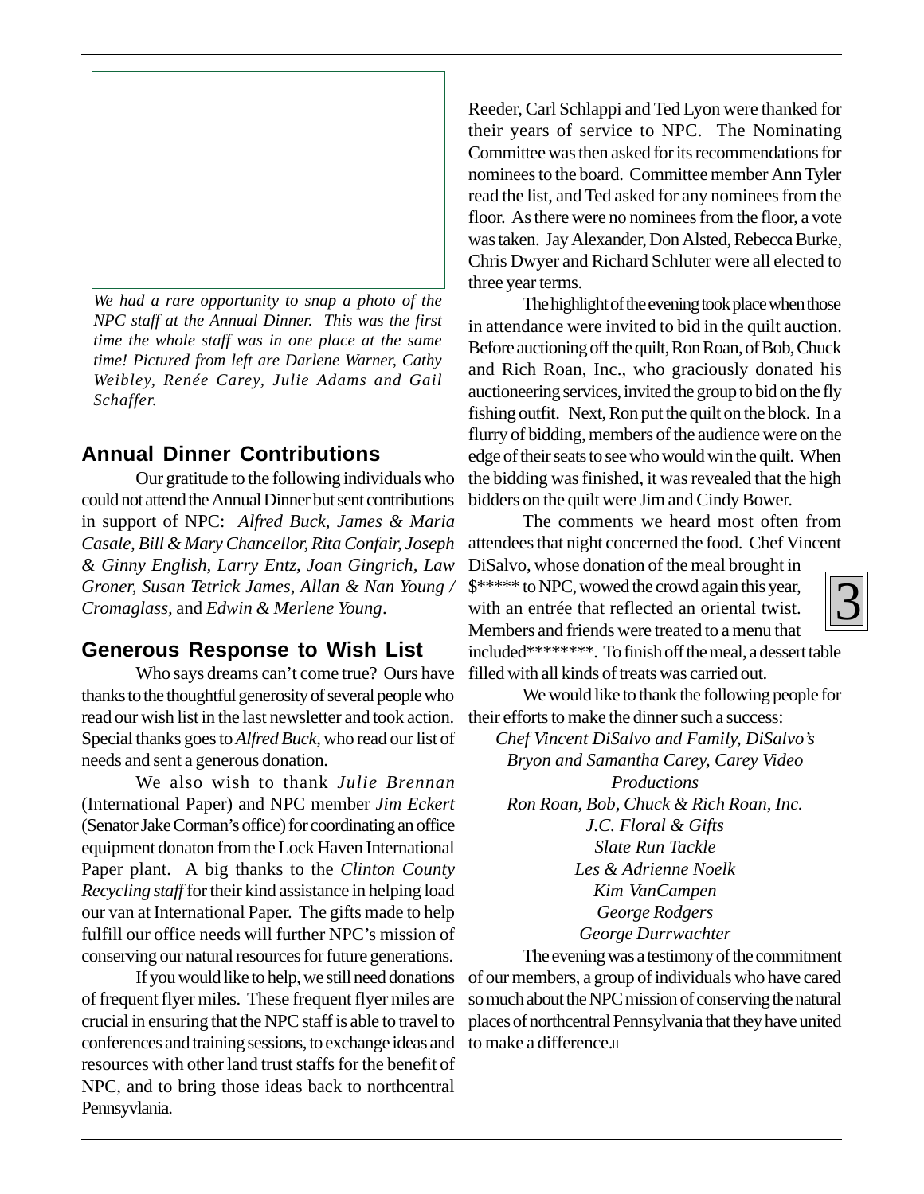*We had a rare opportunity to snap a photo of the NPC staff at the Annual Dinner. This was the first time the whole staff was in one place at the same time! Pictured from left are Darlene Warner, Cathy Weibley, Renée Carey, Julie Adams and Gail Schaffer.*

## Annual Dinner Contributions

Our gratitude to the following individuals who could not attend the Annual Dinner but sent contributions in support of NPC: *Alfred Buck, James & Maria Casale, Bill & Mary Chancellor, Rita Confair, Joseph & Ginny English, Larry Entz, Joan Gingrich, Law Groner, Susan Tetrick James, Allan & Nan Young / Cromaglass,* and *Edwin & Merlene Young*.

## Generous Response to Wish List

Who says dreams can't come true? Ours have thanks to the thoughtful generosity of several people who read our wish list in the last newsletter and took action. Special thanks goes to *Alfred Buck*, who read our list of needs and sent a generous donation.

We also wish to thank *Julie Brennan* (International Paper) and NPC member *Jim Eckert* (Senator Jake Corman's office) for coordinating an office equipment donaton from the Lock Haven International Paper plant. A big thanks to the *Clinton County Recycling staff* for their kind assistance in helping load our van at International Paper. The gifts made to help fulfill our office needs will further NPC's mission of conserving our natural resources for future generations.

If you would like to help, we still need donations of frequent flyer miles. These frequent flyer miles are crucial in ensuring that the NPC staff is able to travel to conferences and training sessions, to exchange ideas and resources with other land trust staffs for the benefit of NPC, and to bring those ideas back to northcentral Pennsyvlania.

Reeder, Carl Schlappi and Ted Lyon were thanked for their years of service to NPC. The Nominating Committee was then asked for its recommendations for nominees to the board. Committee member Ann Tyler read the list, and Ted asked for any nominees from the floor. As there were no nominees from the floor, a vote was taken. Jay Alexander, Don Alsted, Rebecca Burke, Chris Dwyer and Richard Schluter were all elected to three year terms.

The highlight of the evening took place when those in attendance were invited to bid in the quilt auction. Before auctioning off the quilt, Ron Roan, of Bob, Chuck and Rich Roan, Inc., who graciously donated his auctioneering services, invited the group to bid on the fly fishing outfit. Next, Ron put the quilt on the block. In a flurry of bidding, members of the audience were on the edge of their seats to see who would win the quilt. When the bidding was finished, it was revealed that the high bidders on the quilt were Jim and Cindy Bower.

The comments we heard most often from attendees that night concerned the food. Chef Vincent DiSalvo, whose donation of the meal brought in $***** to NPC, wowed the crowd again this year, with an entrée that reflected an oriental twist. Members and friends were treated to a menu that included********. To finish off the meal, a dessert table filled with all kinds of treats was carried out.

We would like to thank the following people for their efforts to make the dinner such a success:

*Chef Vincent DiSalvo and Family, DiSalvo's*
*Bryon and Samantha Carey, Carey Video Productions*
*Ron Roan, Bob, Chuck & Rich Roan, Inc.*
*J.C. Floral & Gifts*
*Slate Run Tackle*
*Les & Adrienne Noelk*
*Kim VanCampen*
*George Rodgers*
*George Durrwachter*

The evening was a testimony of the commitment of our members, a group of individuals who have cared so much about the NPC mission of conserving the natural places of northcentral Pennsylvania that they have united to make a difference.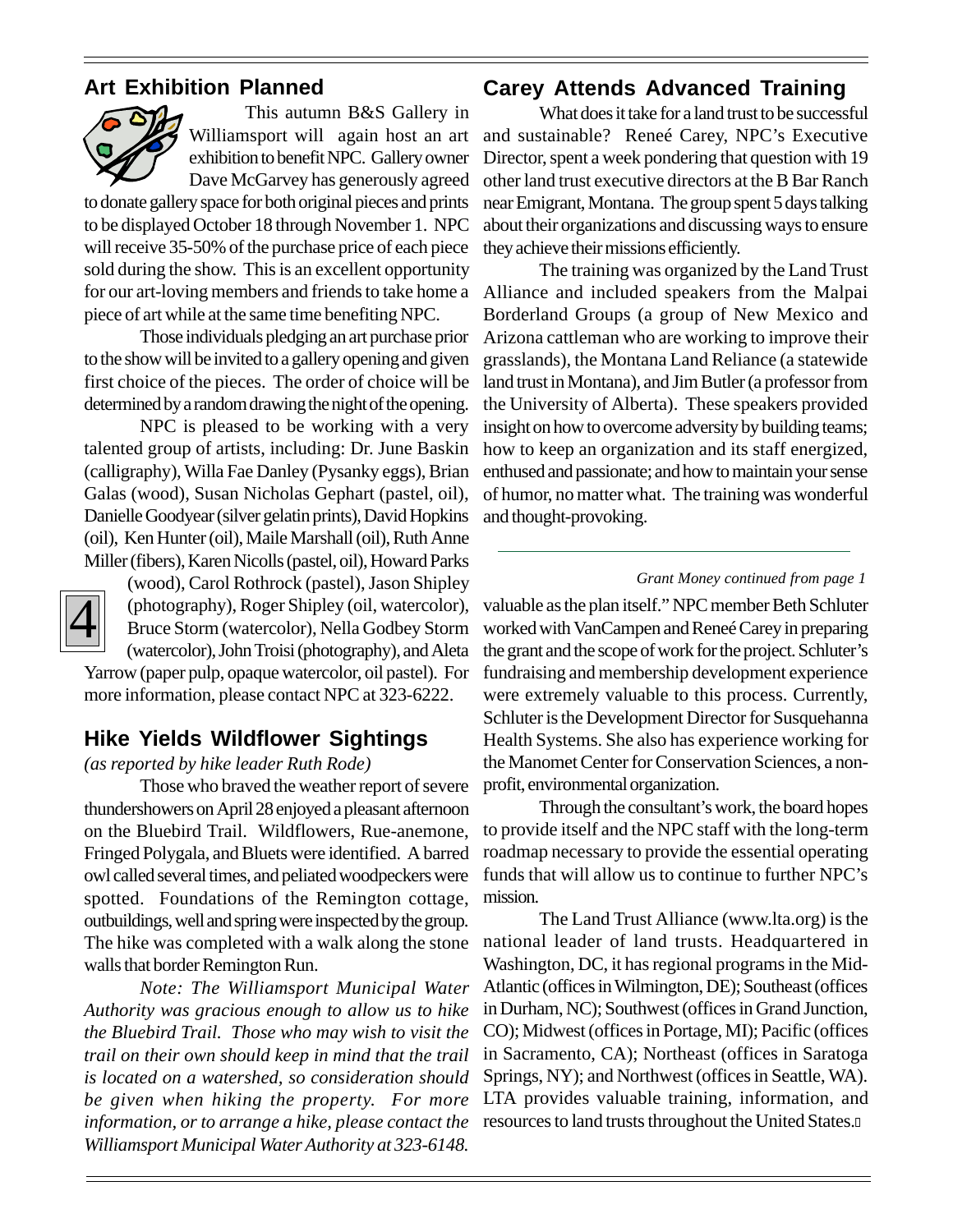## Art Exhibition Planned

This autumn B&S Gallery in Williamsport will again host an art exhibition to benefit NPC. Gallery owner Dave McGarvey has generously agreed to donate gallery space for both original pieces and prints to be displayed October 18 through November 1. NPC will receive 35-50% of the purchase price of each piece sold during the show. This is an excellent opportunity for our art-loving members and friends to take home a piece of art while at the same time benefiting NPC.

Those individuals pledging an art purchase prior to the show will be invited to a gallery opening and given first choice of the pieces. The order of choice will be determined by a random drawing the night of the opening.

NPC is pleased to be working with a very talented group of artists, including: Dr. June Baskin (calligraphy), Willa Fae Danley (Pysanky eggs), Brian Galas (wood), Susan Nicholas Gephart (pastel, oil), Danielle Goodyear (silver gelatin prints), David Hopkins (oil), Ken Hunter (oil), Maile Marshall (oil), Ruth Anne Miller (fibers), Karen Nicolls (pastel, oil), Howard Parks (wood), Carol Rothrock (pastel), Jason Shipley (photography), Roger Shipley (oil, watercolor), Bruce Storm (watercolor), Nella Godbey Storm (watercolor), John Troisi (photography), and Aleta Yarrow (paper pulp, opaque watercolor, oil pastel). For more information, please contact NPC at 323-6222.

## Hike Yields Wildflower Sightings

*(as reported by hike leader Ruth Rode)*

Those who braved the weather report of severe thundershowers on April 28 enjoyed a pleasant afternoon on the Bluebird Trail. Wildflowers, Rue-anemone, Fringed Polygala, and Bluets were identified. A barred owl called several times, and peliated woodpeckers were spotted. Foundations of the Remington cottage, outbuildings, well and spring were inspected by the group. The hike was completed with a walk along the stone walls that border Remington Run.

*Note: The Williamsport Municipal Water Authority was gracious enough to allow us to hike the Bluebird Trail. Those who may wish to visit the trail on their own should keep in mind that the trail is located on a watershed, so consideration should be given when hiking the property. For more information, or to arrange a hike, please contact the Williamsport Municipal Water Authority at 323-6148.*

## Carey Attends Advanced Training

What does it take for a land trust to be successful and sustainable? Reneé Carey, NPC's Executive Director, spent a week pondering that question with 19 other land trust executive directors at the B Bar Ranch near Emigrant, Montana. The group spent 5 days talking about their organizations and discussing ways to ensure they achieve their missions efficiently.

The training was organized by the Land Trust Alliance and included speakers from the Malpai Borderland Groups (a group of New Mexico and Arizona cattleman who are working to improve their grasslands), the Montana Land Reliance (a statewide land trust in Montana), and Jim Butler (a professor from the University of Alberta). These speakers provided insight on how to overcome adversity by building teams; how to keep an organization and its staff energized, enthused and passionate; and how to maintain your sense of humor, no matter what. The training was wonderful and thought-provoking.

---

*Grant Money continued from page 1*

valuable as the plan itself." NPC member Beth Schluter worked with VanCampen and Reneé Carey in preparing the grant and the scope of work for the project. Schluter's fundraising and membership development experience were extremely valuable to this process. Currently, Schluter is the Development Director for Susquehanna Health Systems. She also has experience working for the Manomet Center for Conservation Sciences, a non-profit, environmental organization.

Through the consultant's work, the board hopes to provide itself and the NPC staff with the long-term roadmap necessary to provide the essential operating funds that will allow us to continue to further NPC's mission.

The Land Trust Alliance (www.lta.org) is the national leader of land trusts. Headquartered in Washington, DC, it has regional programs in the Mid-Atlantic (offices in Wilmington, DE); Southeast (offices in Durham, NC); Southwest (offices in Grand Junction, CO); Midwest (offices in Portage, MI); Pacific (offices in Sacramento, CA); Northeast (offices in Saratoga Springs, NY); and Northwest (offices in Seattle, WA). LTA provides valuable training, information, and resources to land trusts throughout the United States.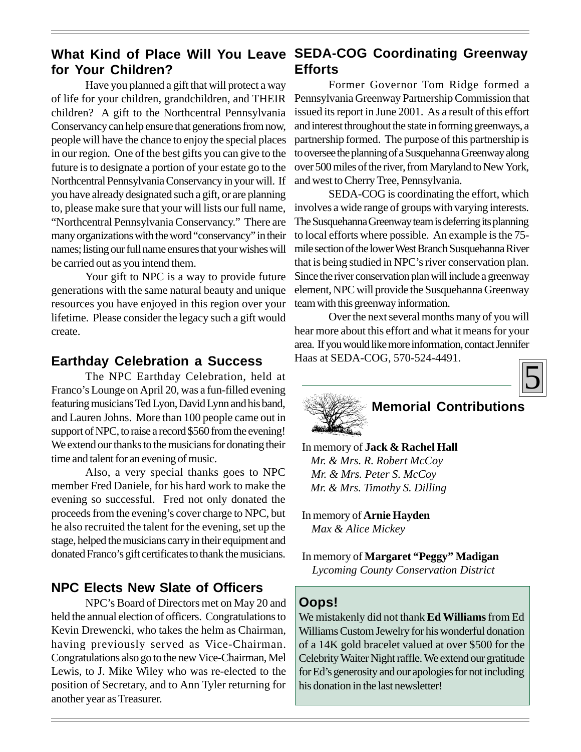## What Kind of Place Will You Leave for Your Children?

Have you planned a gift that will protect a way of life for your children, grandchildren, and THEIR children? A gift to the Northcentral Pennsylvania Conservancy can help ensure that generations from now, people will have the chance to enjoy the special places in our region. One of the best gifts you can give to the future is to designate a portion of your estate go to the Northcentral Pennsylvania Conservancy in your will. If you have already designated such a gift, or are planning to, please make sure that your will lists our full name, "Northcentral Pennsylvania Conservancy." There are many organizations with the word "conservancy" in their names; listing our full name ensures that your wishes will be carried out as you intend them.

Your gift to NPC is a way to provide future generations with the same natural beauty and unique resources you have enjoyed in this region over your lifetime. Please consider the legacy such a gift would create.

## Earthday Celebration a Success

The NPC Earthday Celebration, held at Franco's Lounge on April 20, was a fun-filled evening featuring musicians Ted Lyon, David Lynn and his band, and Lauren Johns. More than 100 people came out in support of NPC, to raise a record $560 from the evening! We extend our thanks to the musicians for donating their time and talent for an evening of music.

Also, a very special thanks goes to NPC member Fred Daniele, for his hard work to make the evening so successful. Fred not only donated the proceeds from the evening's cover charge to NPC, but he also recruited the talent for the evening, set up the stage, helped the musicians carry in their equipment and donated Franco's gift certificates to thank the musicians.

## NPC Elects New Slate of Officers

NPC's Board of Directors met on May 20 and held the annual election of officers. Congratulations to Kevin Drewencki, who takes the helm as Chairman, having previously served as Vice-Chairman. Congratulations also go to the new Vice-Chairman, Mel Lewis, to J. Mike Wiley who was re-elected to the position of Secretary, and to Ann Tyler returning for another year as Treasurer.

## SEDA-COG Coordinating Greenway Efforts

Former Governor Tom Ridge formed a Pennsylvania Greenway Partnership Commission that issued its report in June 2001. As a result of this effort and interest throughout the state in forming greenways, a partnership formed. The purpose of this partnership is to oversee the planning of a Susquehanna Greenway along over 500 miles of the river, from Maryland to New York, and west to Cherry Tree, Pennsylvania.

SEDA-COG is coordinating the effort, which involves a wide range of groups with varying interests. The Susquehanna Greenway team is deferring its planning to local efforts where possible. An example is the 75-mile section of the lower West Branch Susquehanna River that is being studied in NPC's river conservation plan. Since the river conservation plan will include a greenway element, NPC will provide the Susquehanna Greenway team with this greenway information.

Over the next several months many of you will hear more about this effort and what it means for your area. If you would like more information, contact Jennifer Haas at SEDA-COG, 570-524-4491.

## Memorial Contributions

In memory of **Jack & Rachel Hall**
*Mr. & Mrs. R. Robert McCoy*
*Mr. & Mrs. Peter S. McCoy*
*Mr. & Mrs. Timothy S. Dilling*

In memory of **Arnie Hayden**
*Max & Alice Mickey*

In memory of **Margaret "Peggy" Madigan**
*Lycoming County Conservation District*

### Oops!

We mistakenly did not thank **Ed Williams** from Ed Williams Custom Jewelry for his wonderful donation of a 14K gold bracelet valued at over $500 for the Celebrity Waiter Night raffle. We extend our gratitude for Ed's generosity and our apologies for not including his donation in the last newsletter!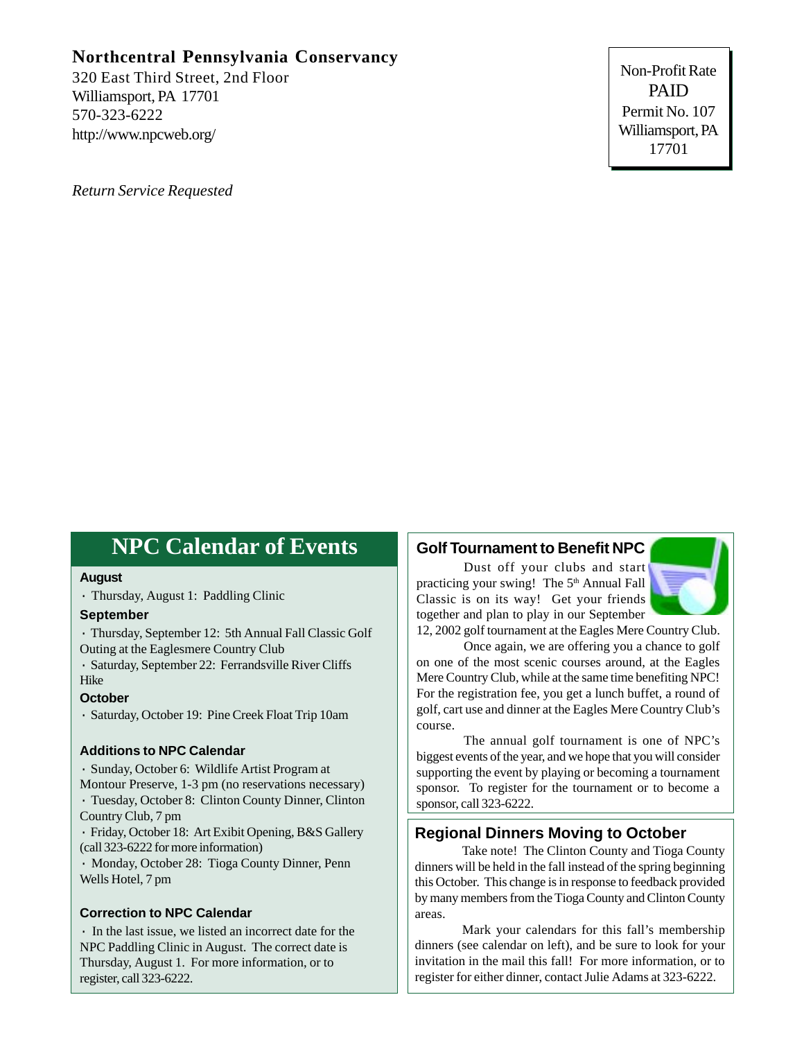**Northcentral Pennsylvania Conservancy**
320 East Third Street, 2nd Floor
Williamsport, PA 17701
570-323-6222
http://www.npcweb.org/

*Return Service Requested*

Non-Profit Rate
PAID
Permit No. 107
Williamsport, PA
17701

## NPC Calendar of Events

**August**

- Thursday, August 1: Paddling Clinic

**September**

- Thursday, September 12: 5th Annual Fall Classic Golf Outing at the Eaglesmere Country Club
- Saturday, September 22: Ferrandsville River Cliffs Hike

**October**

- Saturday, October 19: Pine Creek Float Trip 10am

**Additions to NPC Calendar**

- Sunday, October 6: Wildlife Artist Program at Montour Preserve, 1-3 pm (no reservations necessary)
- Tuesday, October 8: Clinton County Dinner, Clinton Country Club, 7 pm
- Friday, October 18: Art Exibit Opening, B&S Gallery (call 323-6222 for more information)
- Monday, October 28: Tioga County Dinner, Penn Wells Hotel, 7 pm

**Correction to NPC Calendar**

- In the last issue, we listed an incorrect date for the NPC Paddling Clinic in August. The correct date is Thursday, August 1. For more information, or to register, call 323-6222.

### Golf Tournament to Benefit NPC

Dust off your clubs and start practicing your swing! The 5th Annual Fall Classic is on its way! Get your friends together and plan to play in our September 12, 2002 golf tournament at the Eagles Mere Country Club.

Once again, we are offering you a chance to golf on one of the most scenic courses around, at the Eagles Mere Country Club, while at the same time benefiting NPC! For the registration fee, you get a lunch buffet, a round of golf, cart use and dinner at the Eagles Mere Country Club's course.

The annual golf tournament is one of NPC's biggest events of the year, and we hope that you will consider supporting the event by playing or becoming a tournament sponsor. To register for the tournament or to become a sponsor, call 323-6222.

### Regional Dinners Moving to October

Take note! The Clinton County and Tioga County dinners will be held in the fall instead of the spring beginning this October. This change is in response to feedback provided by many members from the Tioga County and Clinton County areas.

Mark your calendars for this fall's membership dinners (see calendar on left), and be sure to look for your invitation in the mail this fall! For more information, or to register for either dinner, contact Julie Adams at 323-6222.